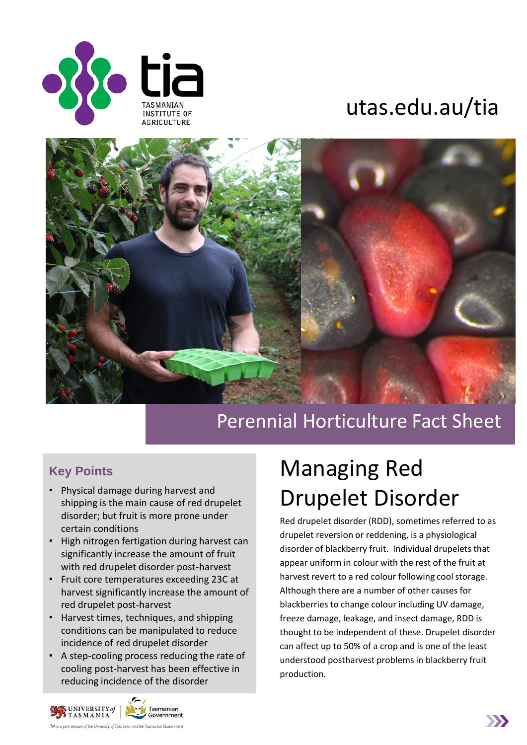TASMANIAN INSTITUTE OF AGRICULTURE

utas.edu.au/tia

Perennial Horticulture Fact Sheet

# Managing Red Drupelet Disorder

Red drupelet disorder (RDD), sometimes referred to as drupelet reversion or reddening, is a physiological disorder of blackberry fruit. Individual drupelets that appear uniform in colour with the rest of the fruit at harvest revert to a red colour following cool storage. Although there are a number of other causes for blackberries to change colour including UV damage, freeze damage, leakage, and insect damage, RDD is thought to be independent of these. Drupelet disorder can affect up to 50% of a crop and is one of the least understood postharvest problems in blackberry fruit production.

## Key Points

- Physical damage during harvest and shipping is the main cause of red drupelet disorder; but fruit is more prone under certain conditions
- High nitrogen fertigation during harvest can significantly increase the amount of fruit with red drupelet disorder post-harvest
- Fruit core temperatures exceeding 23C at harvest significantly increase the amount of red drupelet post-harvest
- Harvest times, techniques, and shipping conditions can be manipulated to reduce incidence of red drupelet disorder
- A step-cooling process reducing the rate of cooling post-harvest has been effective in reducing incidence of the disorder

TIA is a joint venture of the University of Tasmania and the Tasmanian Government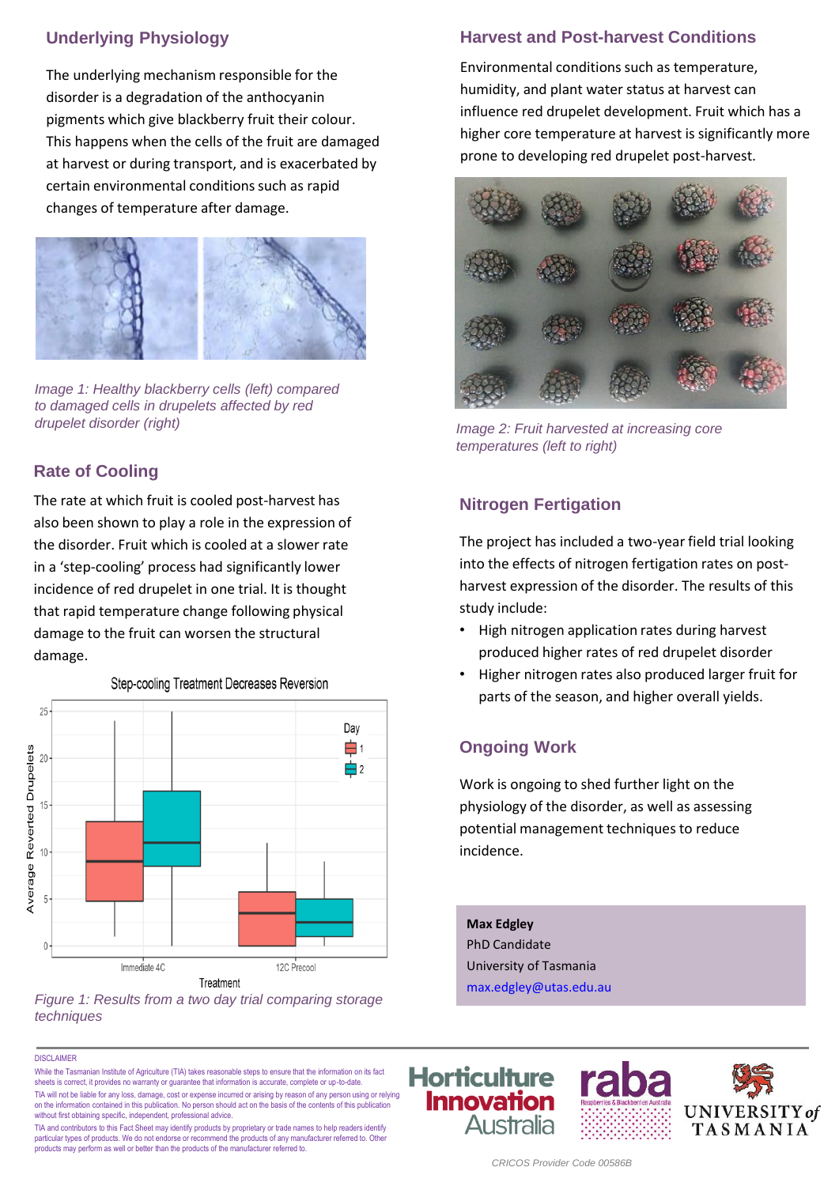## Underlying Physiology

The underlying mechanism responsible for the disorder is a degradation of the anthocyanin pigments which give blackberry fruit their colour. This happens when the cells of the fruit are damaged at harvest or during transport, and is exacerbated by certain environmental conditions such as rapid changes of temperature after damage.

*Image 1: Healthy blackberry cells (left) compared to damaged cells in drupelets affected by red drupelet disorder (right)*

## Rate of Cooling

The rate at which fruit is cooled post-harvest has also been shown to play a role in the expression of the disorder. Fruit which is cooled at a slower rate in a 'step-cooling' process had significantly lower incidence of red drupelet in one trial. It is thought that rapid temperature change following physical damage to the fruit can worsen the structural damage.

Step-cooling Treatment Decreases Reversion

Average Reverted Drupelets

25
20
15
10
5
0

Day
1
2

Immediate 4C
12C Precool

Treatment

*Figure 1: Results from a two day trial comparing storage techniques*

## Harvest and Post-harvest Conditions

Environmental conditions such as temperature, humidity, and plant water status at harvest can influence red drupelet development. Fruit which has a higher core temperature at harvest is significantly more prone to developing red drupelet post-harvest.

*Image 2: Fruit harvested at increasing core temperatures (left to right)*

## Nitrogen Fertigation

The project has included a two-year field trial looking into the effects of nitrogen fertigation rates on post-harvest expression of the disorder. The results of this study include:

- High nitrogen application rates during harvest produced higher rates of red drupelet disorder
- Higher nitrogen rates also produced larger fruit for parts of the season, and higher overall yields.

## Ongoing Work

Work is ongoing to shed further light on the physiology of the disorder, as well as assessing potential management techniques to reduce incidence.

**Max Edgley**
PhD Candidate
University of Tasmania
max.edgley@utas.edu.au

DISCLAIMER

While the Tasmanian Institute of Agriculture (TIA) takes reasonable steps to ensure that the information on its fact sheets is correct, it provides no warranty or guarantee that information is accurate, complete or up-to-date.
TIA will not be liable for any loss, damage, cost or expense incurred or arising by reason of any person using or relying on the information contained in this publication. No person should act on the basis of the contents of this publication without first obtaining specific, independent, professional advice.
TIA and contributors to this Fact Sheet may identify products by proprietary or trade names to help readers identify particular types of products. We do not endorse or recommend the products of any manufacturer referred to. Other products may perform as well or better than the products of the manufacturer referred to.

Horticulture Innovation Australia

raba Raspberries & Blackberries Australia

UNIVERSITY of TASMANIA

CRICOS Provider Code 00586B